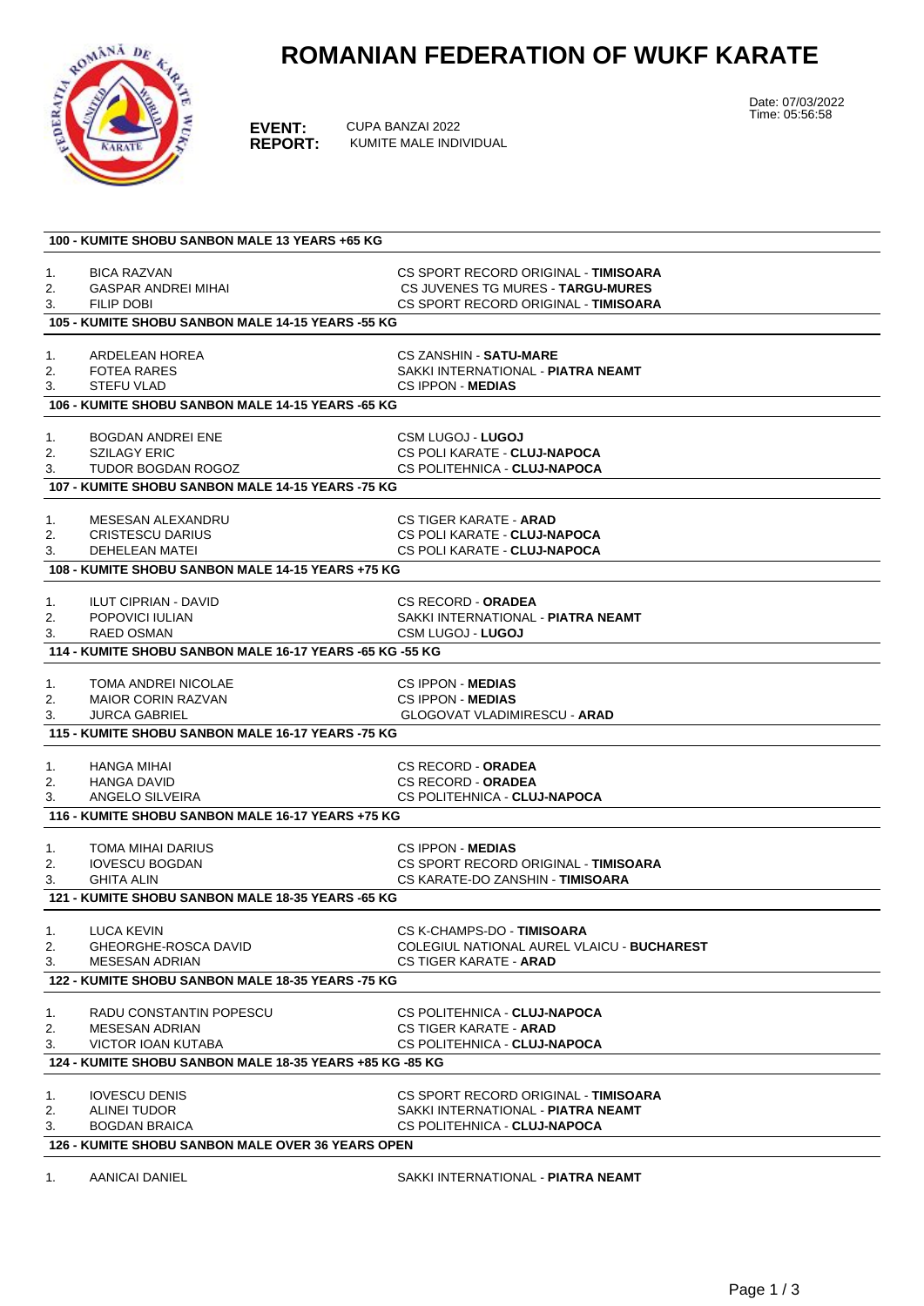# ROMANIAN FEDERATION OF WUKF KARATE

**EVENT:** CUPA BANZAI 2022
**REPORT:** KUMITE MALE INDIVIDUAL

Date: 07/03/2022
Time: 05:56:58

### 100 - KUMITE SHOBU SANBON MALE 13 YEARS +65 KG

| | Name | Club |
|---|---|---|
| 1. | BICA RAZVAN | CS SPORT RECORD ORIGINAL - **TIMISOARA** |
| 2. | GASPAR ANDREI MIHAI | CS JUVENES TG MURES - **TARGU-MURES** |
| 3. | FILIP DOBI | CS SPORT RECORD ORIGINAL - **TIMISOARA** |

### 105 - KUMITE SHOBU SANBON MALE 14-15 YEARS -55 KG

| | Name | Club |
|---|---|---|
| 1. | ARDELEAN HOREA | CS ZANSHIN - **SATU-MARE** |
| 2. | FOTEA RARES | SAKKI INTERNATIONAL - **PIATRA NEAMT** |
| 3. | STEFU VLAD | CS IPPON - **MEDIAS** |

### 106 - KUMITE SHOBU SANBON MALE 14-15 YEARS -65 KG

| | Name | Club |
|---|---|---|
| 1. | BOGDAN ANDREI ENE | CSM LUGOJ - **LUGOJ** |
| 2. | SZILAGY ERIC | CS POLI KARATE - **CLUJ-NAPOCA** |
| 3. | TUDOR BOGDAN ROGOZ | CS POLITEHNICA - **CLUJ-NAPOCA** |

### 107 - KUMITE SHOBU SANBON MALE 14-15 YEARS -75 KG

| | Name | Club |
|---|---|---|
| 1. | MESESAN ALEXANDRU | CS TIGER KARATE - **ARAD** |
| 2. | CRISTESCU DARIUS | CS POLI KARATE - **CLUJ-NAPOCA** |
| 3. | DEHELEAN MATEI | CS POLI KARATE - **CLUJ-NAPOCA** |

### 108 - KUMITE SHOBU SANBON MALE 14-15 YEARS +75 KG

| | Name | Club |
|---|---|---|
| 1. | ILUT CIPRIAN - DAVID | CS RECORD - **ORADEA** |
| 2. | POPOVICI IULIAN | SAKKI INTERNATIONAL - **PIATRA NEAMT** |
| 3. | RAED OSMAN | CSM LUGOJ - **LUGOJ** |

### 114 - KUMITE SHOBU SANBON MALE 16-17 YEARS -65 KG -55 KG

| | Name | Club |
|---|---|---|
| 1. | TOMA ANDREI NICOLAE | CS IPPON - **MEDIAS** |
| 2. | MAIOR CORIN RAZVAN | CS IPPON - **MEDIAS** |
| 3. | JURCA GABRIEL | GLOGOVAT VLADIMIRESCU - **ARAD** |

### 115 - KUMITE SHOBU SANBON MALE 16-17 YEARS -75 KG

| | Name | Club |
|---|---|---|
| 1. | HANGA MIHAI | CS RECORD - **ORADEA** |
| 2. | HANGA DAVID | CS RECORD - **ORADEA** |
| 3. | ANGELO SILVEIRA | CS POLITEHNICA - **CLUJ-NAPOCA** |

### 116 - KUMITE SHOBU SANBON MALE 16-17 YEARS +75 KG

| | Name | Club |
|---|---|---|
| 1. | TOMA MIHAI DARIUS | CS IPPON - **MEDIAS** |
| 2. | IOVESCU BOGDAN | CS SPORT RECORD ORIGINAL - **TIMISOARA** |
| 3. | GHITA ALIN | CS KARATE-DO ZANSHIN - **TIMISOARA** |

### 121 - KUMITE SHOBU SANBON MALE 18-35 YEARS -65 KG

| | Name | Club |
|---|---|---|
| 1. | LUCA KEVIN | CS K-CHAMPS-DO - **TIMISOARA** |
| 2. | GHEORGHE-ROSCA DAVID | COLEGIUL NATIONAL AUREL VLAICU - **BUCHAREST** |
| 3. | MESESAN ADRIAN | CS TIGER KARATE - **ARAD** |

### 122 - KUMITE SHOBU SANBON MALE 18-35 YEARS -75 KG

| | Name | Club |
|---|---|---|
| 1. | RADU CONSTANTIN POPESCU | CS POLITEHNICA - **CLUJ-NAPOCA** |
| 2. | MESESAN ADRIAN | CS TIGER KARATE - **ARAD** |
| 3. | VICTOR IOAN KUTABA | CS POLITEHNICA - **CLUJ-NAPOCA** |

### 124 - KUMITE SHOBU SANBON MALE 18-35 YEARS +85 KG -85 KG

| | Name | Club |
|---|---|---|
| 1. | IOVESCU DENIS | CS SPORT RECORD ORIGINAL - **TIMISOARA** |
| 2. | ALINEI TUDOR | SAKKI INTERNATIONAL - **PIATRA NEAMT** |
| 3. | BOGDAN BRAICA | CS POLITEHNICA - **CLUJ-NAPOCA** |

### 126 - KUMITE SHOBU SANBON MALE OVER 36 YEARS OPEN

| | Name | Club |
|---|---|---|
| 1. | AANICAI DANIEL | SAKKI INTERNATIONAL - **PIATRA NEAMT** |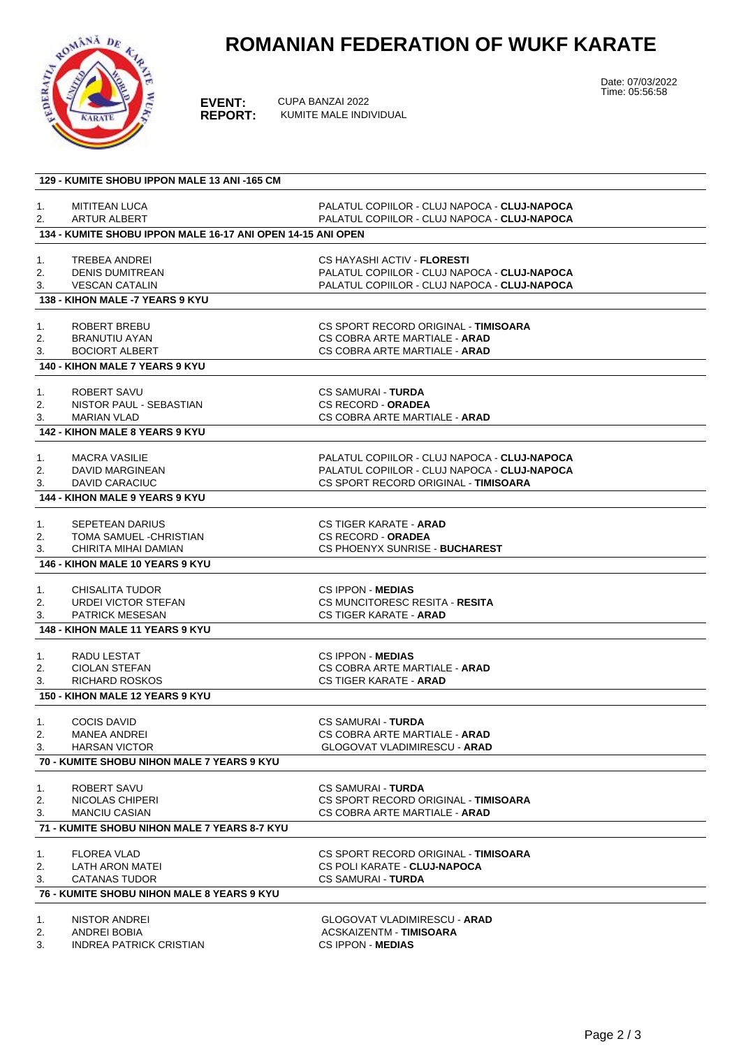# ROMANIAN FEDERATION OF WUKF KARATE

**EVENT:** CUPA BANZAI 2022
**REPORT:** KUMITE MALE INDIVIDUAL

Date: 07/03/2022
Time: 05:56:58

### 129 - KUMITE SHOBU IPPON MALE 13 ANI -165 CM

| | | |
|---|---|---|
| 1. | MITITEAN LUCA | PALATUL COPIILOR - CLUJ NAPOCA - **CLUJ-NAPOCA** |
| 2. | ARTUR ALBERT | PALATUL COPIILOR - CLUJ NAPOCA - **CLUJ-NAPOCA** |

### 134 - KUMITE SHOBU IPPON MALE 16-17 ANI OPEN 14-15 ANI OPEN

| | | |
|---|---|---|
| 1. | TREBEA ANDREI | CS HAYASHI ACTIV - **FLORESTI** |
| 2. | DENIS DUMITREAN | PALATUL COPIILOR - CLUJ NAPOCA - **CLUJ-NAPOCA** |
| 3. | VESCAN CATALIN | PALATUL COPIILOR - CLUJ NAPOCA - **CLUJ-NAPOCA** |

### 138 - KIHON MALE -7 YEARS 9 KYU

| | | |
|---|---|---|
| 1. | ROBERT BREBU | CS SPORT RECORD ORIGINAL - **TIMISOARA** |
| 2. | BRANUTIU AYAN | CS COBRA ARTE MARTIALE - **ARAD** |
| 3. | BOCIORT ALBERT | CS COBRA ARTE MARTIALE - **ARAD** |

### 140 - KIHON MALE 7 YEARS 9 KYU

| | | |
|---|---|---|
| 1. | ROBERT SAVU | CS SAMURAI - **TURDA** |
| 2. | NISTOR PAUL - SEBASTIAN | CS RECORD - **ORADEA** |
| 3. | MARIAN VLAD | CS COBRA ARTE MARTIALE - **ARAD** |

### 142 - KIHON MALE 8 YEARS 9 KYU

| | | |
|---|---|---|
| 1. | MACRA VASILIE | PALATUL COPIILOR - CLUJ NAPOCA - **CLUJ-NAPOCA** |
| 2. | DAVID MARGINEAN | PALATUL COPIILOR - CLUJ NAPOCA - **CLUJ-NAPOCA** |
| 3. | DAVID CARACIUC | CS SPORT RECORD ORIGINAL - **TIMISOARA** |

### 144 - KIHON MALE 9 YEARS 9 KYU

| | | |
|---|---|---|
| 1. | SEPETEAN DARIUS | CS TIGER KARATE - **ARAD** |
| 2. | TOMA SAMUEL -CHRISTIAN | CS RECORD - **ORADEA** |
| 3. | CHIRITA MIHAI DAMIAN | CS PHOENYX SUNRISE - **BUCHAREST** |

### 146 - KIHON MALE 10 YEARS 9 KYU

| | | |
|---|---|---|
| 1. | CHISALITA TUDOR | CS IPPON - **MEDIAS** |
| 2. | URDEI VICTOR STEFAN | CS MUNCITORESC RESITA - **RESITA** |
| 3. | PATRICK MESESAN | CS TIGER KARATE - **ARAD** |

### 148 - KIHON MALE 11 YEARS 9 KYU

| | | |
|---|---|---|
| 1. | RADU LESTAT | CS IPPON - **MEDIAS** |
| 2. | CIOLAN STEFAN | CS COBRA ARTE MARTIALE - **ARAD** |
| 3. | RICHARD ROSKOS | CS TIGER KARATE - **ARAD** |

### 150 - KIHON MALE 12 YEARS 9 KYU

| | | |
|---|---|---|
| 1. | COCIS DAVID | CS SAMURAI - **TURDA** |
| 2. | MANEA ANDREI | CS COBRA ARTE MARTIALE - **ARAD** |
| 3. | HARSAN VICTOR | GLOGOVAT VLADIMIRESCU - **ARAD** |

### 70 - KUMITE SHOBU NIHON MALE 7 YEARS 9 KYU

| | | |
|---|---|---|
| 1. | ROBERT SAVU | CS SAMURAI - **TURDA** |
| 2. | NICOLAS CHIPERI | CS SPORT RECORD ORIGINAL - **TIMISOARA** |
| 3. | MANCIU CASIAN | CS COBRA ARTE MARTIALE - **ARAD** |

### 71 - KUMITE SHOBU NIHON MALE 7 YEARS 8-7 KYU

| | | |
|---|---|---|
| 1. | FLOREA VLAD | CS SPORT RECORD ORIGINAL - **TIMISOARA** |
| 2. | LATH ARON MATEI | CS POLI KARATE - **CLUJ-NAPOCA** |
| 3. | CATANAS TUDOR | CS SAMURAI - **TURDA** |

### 76 - KUMITE SHOBU NIHON MALE 8 YEARS 9 KYU

| | | |
|---|---|---|
| 1. | NISTOR ANDREI | GLOGOVAT VLADIMIRESCU - **ARAD** |
| 2. | ANDREI BOBIA | ACSKAIZENTM - **TIMISOARA** |
| 3. | INDREA PATRICK CRISTIAN | CS IPPON - **MEDIAS** |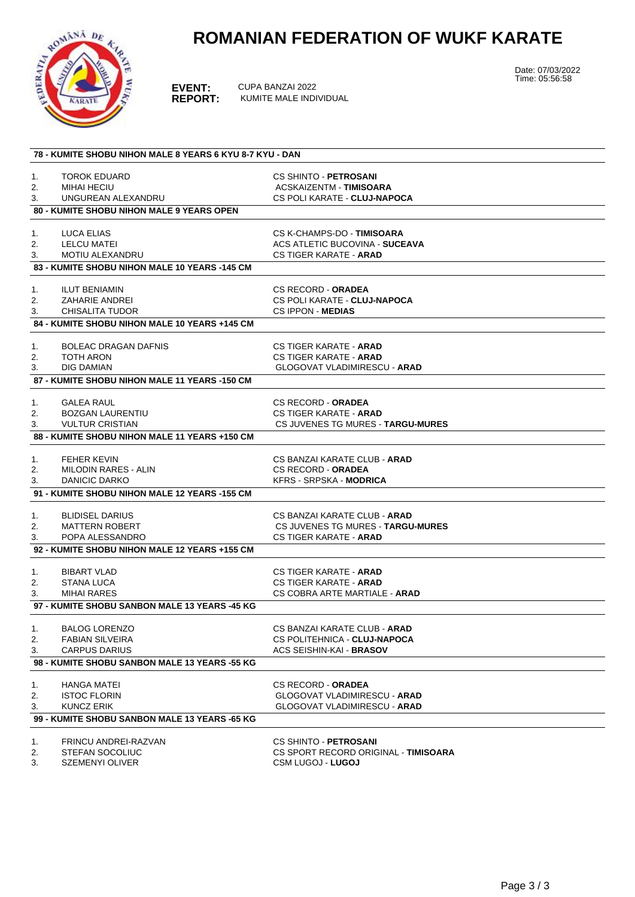# ROMANIAN FEDERATION OF WUKF KARATE

Date: 07/03/2022
Time: 05:56:58

**EVENT:** CUPA BANZAI 2022
**REPORT:** KUMITE MALE INDIVIDUAL

### 78 - KUMITE SHOBU NIHON MALE 8 YEARS 6 KYU 8-7 KYU - DAN

| | | |
|---|---|---|
| 1. | TOROK EDUARD | CS SHINTO - **PETROSANI** |
| 2. | MIHAI HECIU | ACSKAIZENTM - **TIMISOARA** |
| 3. | UNGUREAN ALEXANDRU | CS POLI KARATE - **CLUJ-NAPOCA** |

### 80 - KUMITE SHOBU NIHON MALE 9 YEARS OPEN

| | | |
|---|---|---|
| 1. | LUCA ELIAS | CS K-CHAMPS-DO - **TIMISOARA** |
| 2. | LELCU MATEI | ACS ATLETIC BUCOVINA - **SUCEAVA** |
| 3. | MOTIU ALEXANDRU | CS TIGER KARATE - **ARAD** |

### 83 - KUMITE SHOBU NIHON MALE 10 YEARS -145 CM

| | | |
|---|---|---|
| 1. | ILUT BENIAMIN | CS RECORD - **ORADEA** |
| 2. | ZAHARIE ANDREI | CS POLI KARATE - **CLUJ-NAPOCA** |
| 3. | CHISALITA TUDOR | CS IPPON - **MEDIAS** |

### 84 - KUMITE SHOBU NIHON MALE 10 YEARS +145 CM

| | | |
|---|---|---|
| 1. | BOLEAC DRAGAN DAFNIS | CS TIGER KARATE - **ARAD** |
| 2. | TOTH ARON | CS TIGER KARATE - **ARAD** |
| 3. | DIG DAMIAN | GLOGOVAT VLADIMIRESCU - **ARAD** |

### 87 - KUMITE SHOBU NIHON MALE 11 YEARS -150 CM

| | | |
|---|---|---|
| 1. | GALEA RAUL | CS RECORD - **ORADEA** |
| 2. | BOZGAN LAURENTIU | CS TIGER KARATE - **ARAD** |
| 3. | VULTUR CRISTIAN | CS JUVENES TG MURES - **TARGU-MURES** |

### 88 - KUMITE SHOBU NIHON MALE 11 YEARS +150 CM

| | | |
|---|---|---|
| 1. | FEHER KEVIN | CS BANZAI KARATE CLUB - **ARAD** |
| 2. | MILODIN RARES - ALIN | CS RECORD - **ORADEA** |
| 3. | DANICIC DARKO | KFRS - SRPSKA - **MODRICA** |

### 91 - KUMITE SHOBU NIHON MALE 12 YEARS -155 CM

| | | |
|---|---|---|
| 1. | BLIDISEL DARIUS | CS BANZAI KARATE CLUB - **ARAD** |
| 2. | MATTERN ROBERT | CS JUVENES TG MURES - **TARGU-MURES** |
| 3. | POPA ALESSANDRO | CS TIGER KARATE - **ARAD** |

### 92 - KUMITE SHOBU NIHON MALE 12 YEARS +155 CM

| | | |
|---|---|---|
| 1. | BIBART VLAD | CS TIGER KARATE - **ARAD** |
| 2. | STANA LUCA | CS TIGER KARATE - **ARAD** |
| 3. | MIHAI RARES | CS COBRA ARTE MARTIALE - **ARAD** |

### 97 - KUMITE SHOBU SANBON MALE 13 YEARS -45 KG

| | | |
|---|---|---|
| 1. | BALOG LORENZO | CS BANZAI KARATE CLUB - **ARAD** |
| 2. | FABIAN SILVEIRA | CS POLITEHNICA - **CLUJ-NAPOCA** |
| 3. | CARPUS DARIUS | ACS SEISHIN-KAI - **BRASOV** |

### 98 - KUMITE SHOBU SANBON MALE 13 YEARS -55 KG

| | | |
|---|---|---|
| 1. | HANGA MATEI | CS RECORD - **ORADEA** |
| 2. | ISTOC FLORIN | GLOGOVAT VLADIMIRESCU - **ARAD** |
| 3. | KUNCZ ERIK | GLOGOVAT VLADIMIRESCU - **ARAD** |

### 99 - KUMITE SHOBU SANBON MALE 13 YEARS -65 KG

| | | |
|---|---|---|
| 1. | FRINCU ANDREI-RAZVAN | CS SHINTO - **PETROSANI** |
| 2. | STEFAN SOCOLIUC | CS SPORT RECORD ORIGINAL - **TIMISOARA** |
| 3. | SZEMENYI OLIVER | CSM LUGOJ - **LUGOJ** |